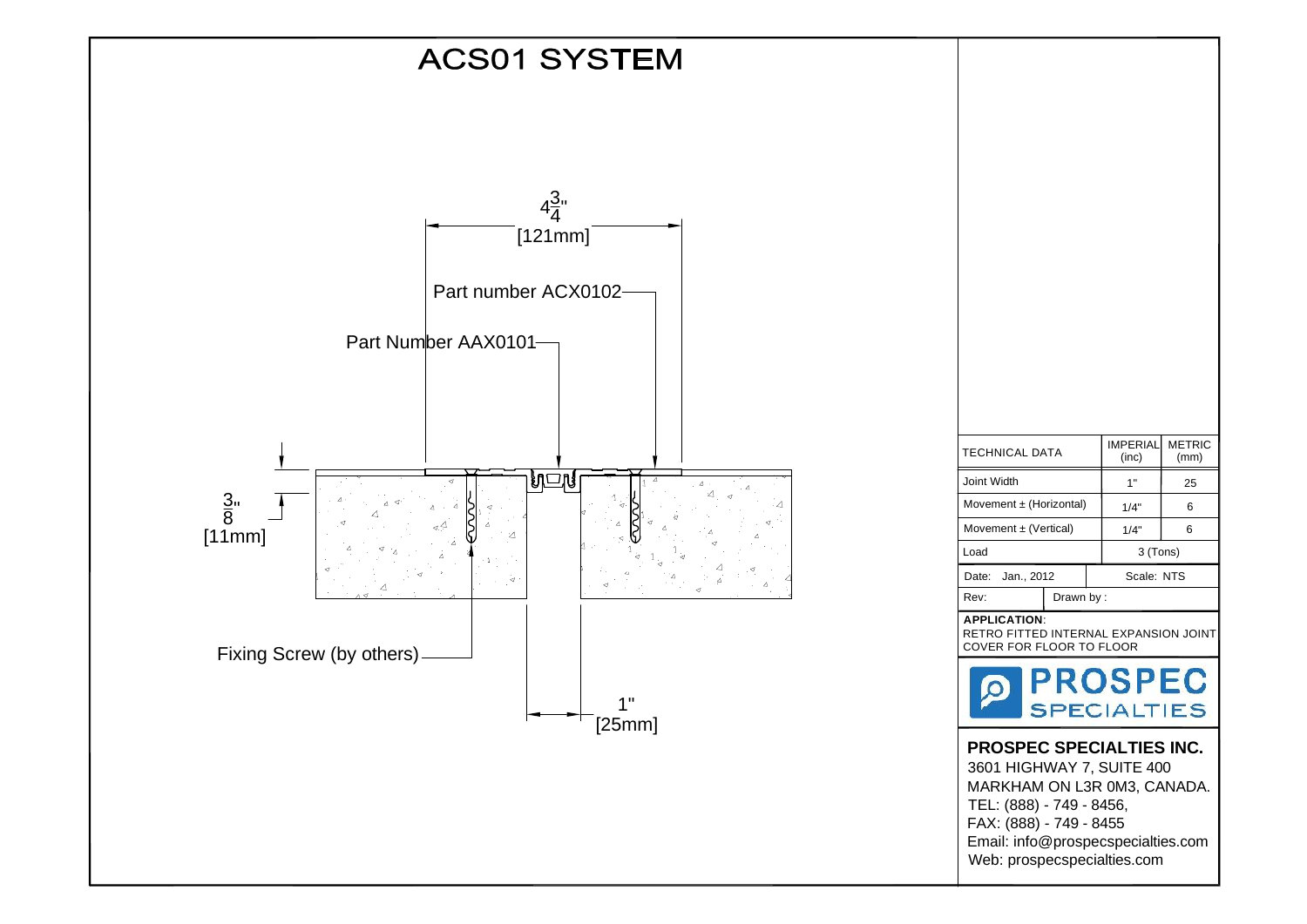# ACS01 SYSTEM

$4\frac{3}{4}$"
[121mm]

Part number ACX0102

Part Number AAX0101

$\frac{3}{8}$"
[11mm]

Fixing Screw (by others)

1"
[25mm]

| TECHNICAL DATA | IMPERIAL (inc) | METRIC (mm) |
| --- | --- | --- |
| Joint Width | 1" | 25 |
| Movement ± (Horizontal) | 1/4" | 6 |
| Movement ± (Vertical) | 1/4" | 6 |
| Load | 3 (Tons) | |

| Date: Jan., 2012 | Scale: NTS |
| --- | --- |
| Rev: | Drawn by : |

**APPLICATION**:
RETRO FITTED INTERNAL EXPANSION JOINT COVER FOR FLOOR TO FLOOR

PROSPEC SPECIALTIES

**PROSPEC SPECIALTIES INC.**
3601 HIGHWAY 7, SUITE 400
MARKHAM ON L3R 0M3, CANADA.
TEL: (888) - 749 - 8456,
FAX: (888) - 749 - 8455
Email: info@prospecspecialties.com
Web: prospecspecialties.com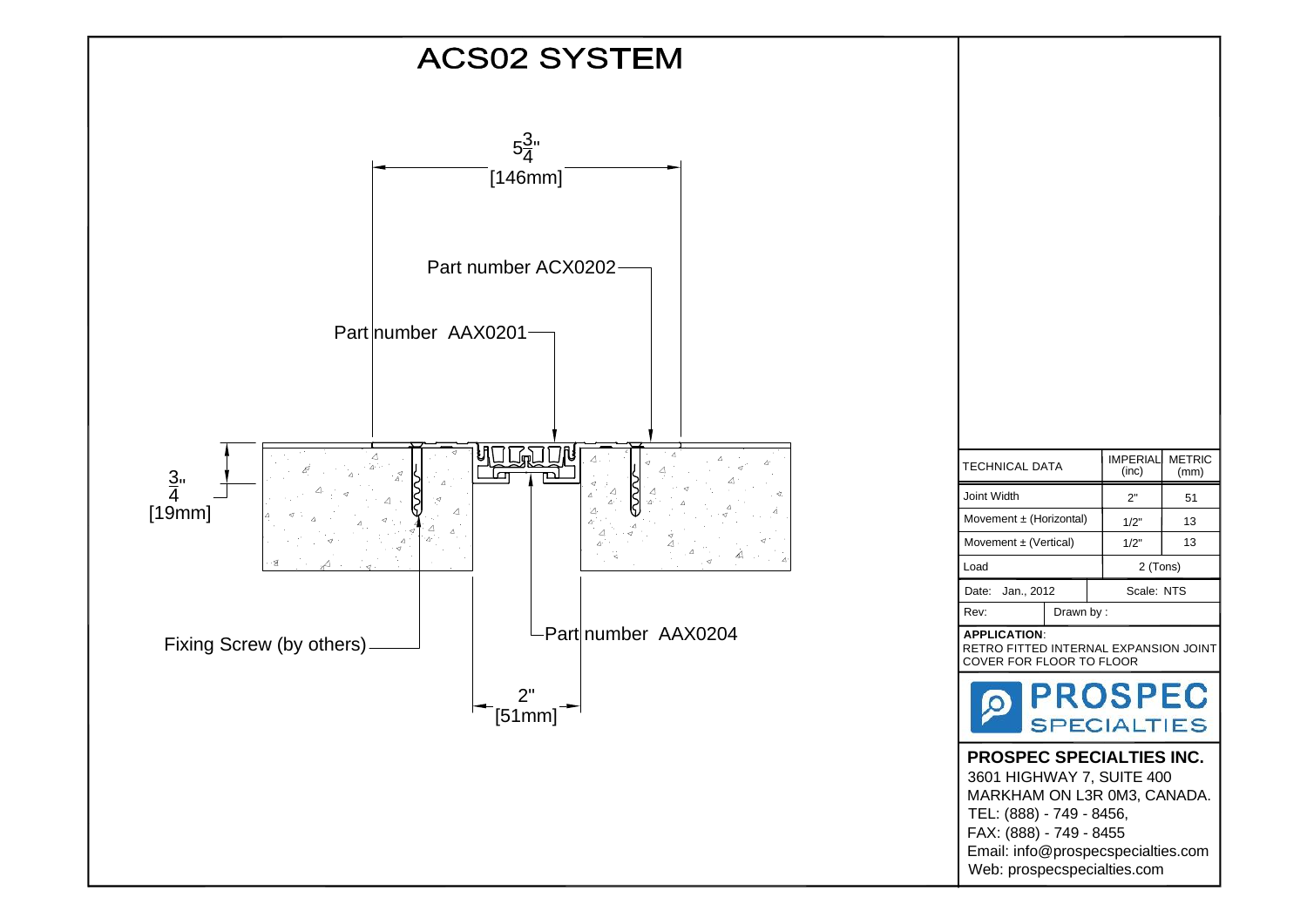# ACS02 SYSTEM

$5\frac{3}{4}$"
[146mm]

Part number ACX0202

Part number AAX0201

$\frac{3}{4}$"
[19mm]

Fixing Screw (by others)

Part number AAX0204

2"
[51mm]

| TECHNICAL DATA | IMPERIAL (inc) | METRIC (mm) |
|---|---|---|
| Joint Width | 2" | 51 |
| Movement ± (Horizontal) | 1/2" | 13 |
| Movement ± (Vertical) | 1/2" | 13 |
| Load | 2 (Tons) | |
| Date: Jan., 2012 | Scale: NTS | |
| Rev: | Drawn by : | |

**APPLICATION**:
RETRO FITTED INTERNAL EXPANSION JOINT COVER FOR FLOOR TO FLOOR

PROSPEC SPECIALTIES

**PROSPEC SPECIALTIES INC.**
3601 HIGHWAY 7, SUITE 400
MARKHAM ON L3R 0M3, CANADA.
TEL: (888) - 749 - 8456,
FAX: (888) - 749 - 8455
Email: info@prospecspecialties.com
Web: prospecspecialties.com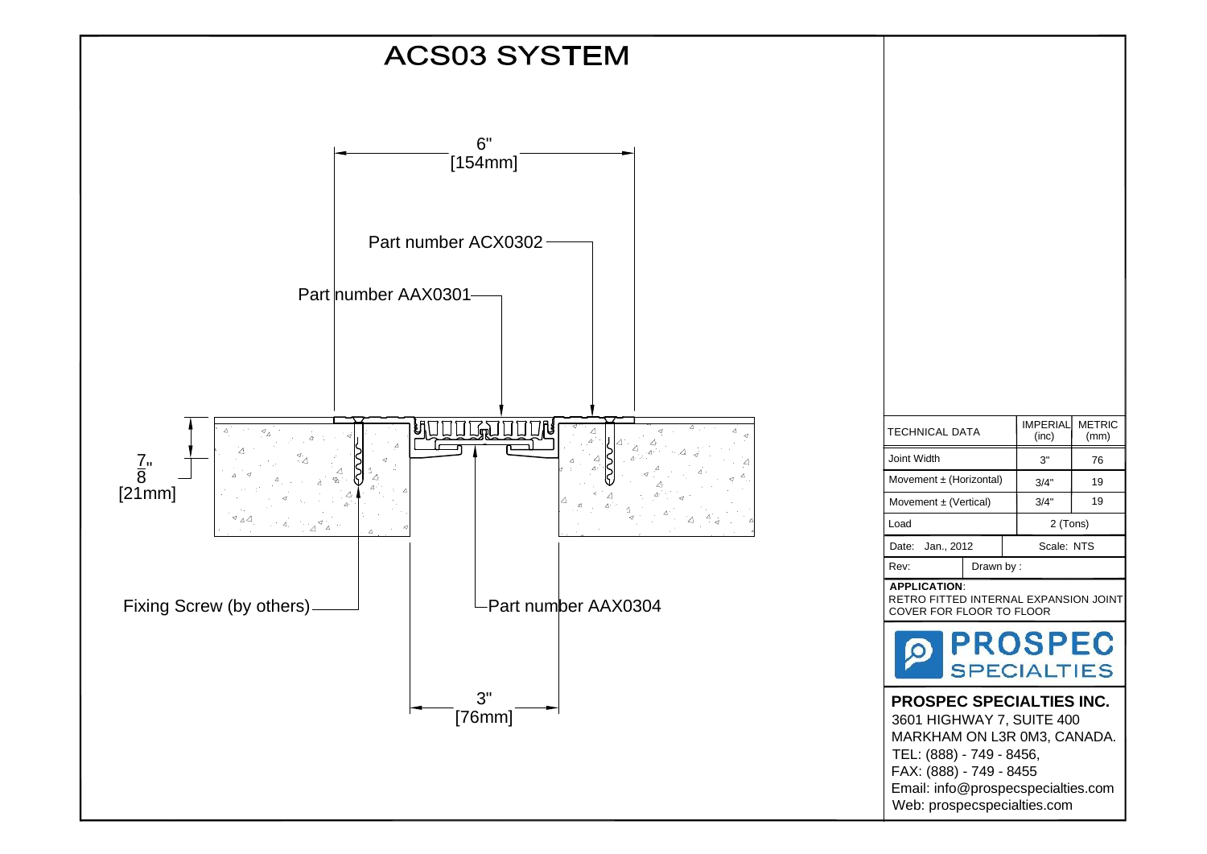# ACS03 SYSTEM

6"
[154mm]

Part number ACX0302

Part number AAX0301

$\frac{7}{8}$"
[21mm]

Fixing Screw (by others)

Part number AAX0304

3"
[76mm]

| TECHNICAL DATA | IMPERIAL (inc) | METRIC (mm) |
|---|---|---|
| Joint Width | 3" | 76 |
| Movement ± (Horizontal) | 3/4" | 19 |
| Movement ± (Vertical) | 3/4" | 19 |
| Load | 2 (Tons) | |
| Date: Jan., 2012 | Scale: NTS | |
| Rev: | Drawn by : | |

**APPLICATION**:
RETRO FITTED INTERNAL EXPANSION JOINT COVER FOR FLOOR TO FLOOR

PROSPEC SPECIALTIES

**PROSPEC SPECIALTIES INC.**
3601 HIGHWAY 7, SUITE 400
MARKHAM ON L3R 0M3, CANADA.
TEL: (888) - 749 - 8456,
FAX: (888) - 749 - 8455
Email: info@prospecspecialties.com
Web: prospecspecialties.com